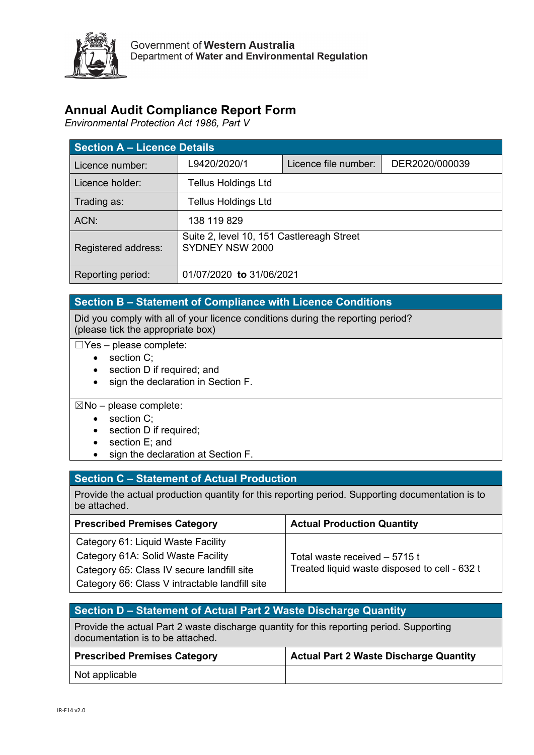Government of **Western Australia**
Department of **Water and Environmental Regulation**

# Annual Audit Compliance Report Form

*Environmental Protection Act 1986, Part V*

| Section A – Licence Details | | | |
|---|---|---|---|
| Licence number: | L9420/2020/1 | Licence file number: | DER2020/000039 |
| Licence holder: | Tellus Holdings Ltd | | |
| Trading as: | Tellus Holdings Ltd | | |
| ACN: | 138 119 829 | | |
| Registered address: | Suite 2, level 10, 151 Castlereagh Street SYDNEY NSW 2000 | | |
| Reporting period: | 01/07/2020 **to** 31/06/2021 | | |

## Section B – Statement of Compliance with Licence Conditions

Did you comply with all of your licence conditions during the reporting period? (please tick the appropriate box)

☐Yes – please complete:

- section C;
- section D if required; and
- sign the declaration in Section F.

☒No – please complete:

- section C;
- section D if required;
- section E; and
- sign the declaration at Section F.

## Section C – Statement of Actual Production

Provide the actual production quantity for this reporting period. Supporting documentation is to be attached.

| Prescribed Premises Category | Actual Production Quantity |
|---|---|
| Category 61: Liquid Waste Facility<br>Category 61A: Solid Waste Facility<br>Category 65: Class IV secure landfill site<br>Category 66: Class V intractable landfill site | Total waste received – 5715 t<br>Treated liquid waste disposed to cell - 632 t |

## Section D – Statement of Actual Part 2 Waste Discharge Quantity

Provide the actual Part 2 waste discharge quantity for this reporting period. Supporting documentation is to be attached.

| Prescribed Premises Category | Actual Part 2 Waste Discharge Quantity |
|---|---|
| Not applicable | |

IR-F14 v2.0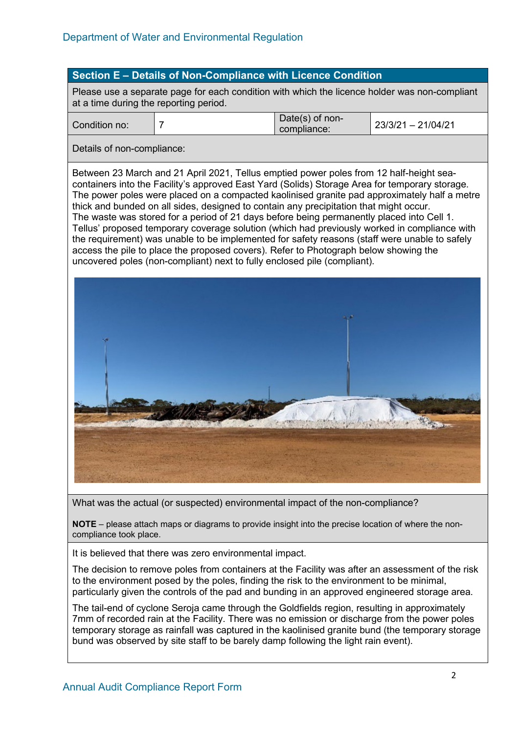| Section E – Details of Non-Compliance with Licence Condition | | | |
|---|---|---|---|
| Please use a separate page for each condition with which the licence holder was non-compliant at a time during the reporting period. | | | |
| Condition no: | 7 | Date(s) of non-compliance: | 23/3/21 – 21/04/21 |

**Details of non-compliance:**

Between 23 March and 21 April 2021, Tellus emptied power poles from 12 half-height sea-containers into the Facility's approved East Yard (Solids) Storage Area for temporary storage. The power poles were placed on a compacted kaolinised granite pad approximately half a metre thick and bunded on all sides, designed to contain any precipitation that might occur.
The waste was stored for a period of 21 days before being permanently placed into Cell 1. Tellus' proposed temporary coverage solution (which had previously worked in compliance with the requirement) was unable to be implemented for safety reasons (staff were unable to safely access the pile to place the proposed covers). Refer to Photograph below showing the uncovered poles (non-compliant) next to fully enclosed pile (compliant).

**What was the actual (or suspected) environmental impact of the non-compliance?**

**NOTE** – please attach maps or diagrams to provide insight into the precise location of where the non-compliance took place.

It is believed that there was zero environmental impact.

The decision to remove poles from containers at the Facility was after an assessment of the risk to the environment posed by the poles, finding the risk to the environment to be minimal, particularly given the controls of the pad and bunding in an approved engineered storage area.

The tail-end of cyclone Seroja came through the Goldfields region, resulting in approximately 7mm of recorded rain at the Facility. There was no emission or discharge from the power poles temporary storage as rainfall was captured in the kaolinised granite bund (the temporary storage bund was observed by site staff to be barely damp following the light rain event).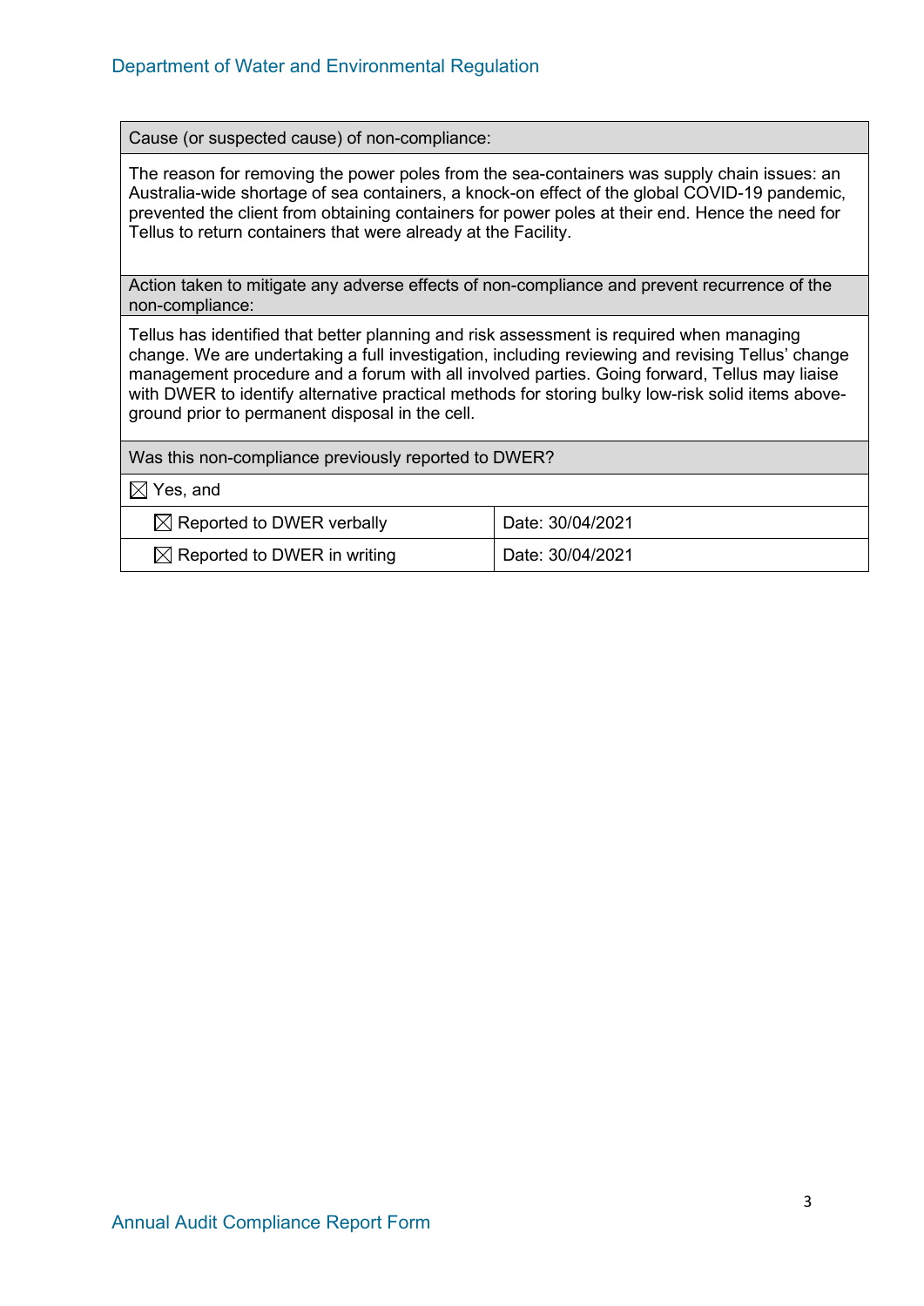| Cause (or suspected cause) of non-compliance: | |
| --- | --- |
| The reason for removing the power poles from the sea-containers was supply chain issues: an Australia-wide shortage of sea containers, a knock-on effect of the global COVID-19 pandemic, prevented the client from obtaining containers for power poles at their end. Hence the need for Tellus to return containers that were already at the Facility. | |
| Action taken to mitigate any adverse effects of non-compliance and prevent recurrence of the non-compliance: | |
| Tellus has identified that better planning and risk assessment is required when managing change. We are undertaking a full investigation, including reviewing and revising Tellus' change management procedure and a forum with all involved parties. Going forward, Tellus may liaise with DWER to identify alternative practical methods for storing bulky low-risk solid items above-ground prior to permanent disposal in the cell. | |
| Was this non-compliance previously reported to DWER? | |
| ☒ Yes, and | |
| ☒ Reported to DWER verbally | Date: 30/04/2021 |
| ☒ Reported to DWER in writing | Date: 30/04/2021 |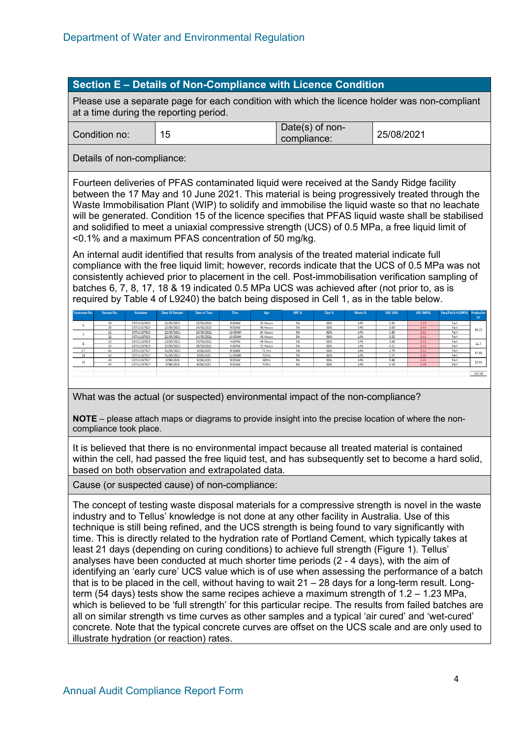## Section E – Details of Non-Compliance with Licence Condition

Please use a separate page for each condition with which the licence holder was non-compliant at a time during the reporting period.

| Condition no: | 15 | Date(s) of non-compliance: | 25/08/2021 |
|---|---|---|---|

**Details of non-compliance:**

Fourteen deliveries of PFAS contaminated liquid were received at the Sandy Ridge facility between the 17 May and 10 June 2021. This material is being progressively treated through the Waste Immobilisation Plant (WIP) to solidify and immobilise the liquid waste so that no leachate will be generated. Condition 15 of the licence specifies that PFAS liquid waste shall be stabilised and solidified to meet a uniaxial compressive strength (UCS) of 0.5 MPa, a free liquid limit of <0.1% and a maximum PFAS concentration of 50 mg/kg.

An internal audit identified that results from analysis of the treated material indicate full compliance with the free liquid limit; however, records indicate that the UCS of 0.5 MPa was not consistently achieved prior to placement in the cell. Post-immobilisation verification sampling of batches 6, 7, 8, 17, 18 & 19 indicated 0.5 MPa UCS was achieved after (not prior to, as is required by Table 4 of L9240) the batch being disposed in Cell 1, as in the table below.

| Treatment No. | Sample No. | Container | Date Of Sample | Date of Test | Time | Age | OPC % | Clay % | Waste % | USC (KN) | USC (MPA) | Pass/Fail (<0.5MPA) | Production (t) |
|---|---|---|---|---|---|---|---|---|---|---|---|---|---|
| 6 | 19 | CXTU1157023 | 22/05/2021 | 23/05/2021 | 9:00AM | 24 Hours | 5% | 81% | 14% | 1.95 | 0.23 | Fail | 48.27 |
| | 20 | CXTU1157023 | 22/05/2021 | 24/05/2021 | 9:00AM | 48 Hours | 5% | 81% | 14% | 3.83 | 0.44 | Fail | |
| 7 | 21 | CXTU1157023 | 22/05/2021 | 23/05/2021 | 10:05AM | 24 Hours | 5% | 81% | 14% | 1.85 | 0.21 | Fail | |
| | 22 | CXTU1157023 | 22/05/2021 | 24/05/2021 | 10:05AM | 48 Hours | 5% | 81% | 14% | 3.55 | 0.41 | Fail | |
| 8 | 23 | CXTU1157023 | 23/05/2021 | 25/05/2021 | 4:00PM | 48 Hours | 5% | 81% | 14% | 3.80 | 0.43 | Fail | 11.7 |
| | 24 | CXTU1157023 | 23/05/2021 | 26/05/2021 | 4:00PM | 72 Hours | 5% | 81% | 14% | 4.21 | 0.49 | Fail | |
| 17 | 41 | CXTU1157527 | 31/05/2021 | 3/06/2021 | 8:36AM | 72 Hrs | 5% | 81% | 14% | 2.79 | 0.32 | Fail | 47.86 |
| 18 | 42 | CXTU1157527 | 31/05/2021 | 3/06/2021 | 11:00AM | 72Hrs | 5% | 81% | 14% | 2.57 | 0.30 | Fail | |
| 19 | 43 | CXTU1157527 | 3/06/2021 | 5/06/2021 | 9:00AM | 48Hrs | 5% | 81% | 14% | 3.88 | 0.45 | Fail | 23.95 |
| | 44 | CXTU1157527 | 3/06/2021 | 6/06/2021 | 9:00AM | 72Hrs | 5% | 81% | 14% | 4.19 | 0.48 | Fail | |
| | | | | | | | | | | | | | 131.58 |

**What was the actual (or suspected) environmental impact of the non-compliance?**

**NOTE** – please attach maps or diagrams to provide insight into the precise location of where the non-compliance took place.

It is believed that there is no environmental impact because all treated material is contained within the cell, had passed the free liquid test, and has subsequently set to become a hard solid, based on both observation and extrapolated data.

**Cause (or suspected cause) of non-compliance:**

The concept of testing waste disposal materials for a compressive strength is novel in the waste industry and to Tellus' knowledge is not done at any other facility in Australia. Use of this technique is still being refined, and the UCS strength is being found to vary significantly with time. This is directly related to the hydration rate of Portland Cement, which typically takes at least 21 days (depending on curing conditions) to achieve full strength (Figure 1). Tellus' analyses have been conducted at much shorter time periods (2 - 4 days), with the aim of identifying an 'early cure' UCS value which is of use when assessing the performance of a batch that is to be placed in the cell, without having to wait 21 – 28 days for a long-term result. Long-term (54 days) tests show the same recipes achieve a maximum strength of 1.2 – 1.23 MPa, which is believed to be 'full strength' for this particular recipe. The results from failed batches are all on similar strength vs time curves as other samples and a typical 'air cured' and 'wet-cured' concrete. Note that the typical concrete curves are offset on the UCS scale and are only used to illustrate hydration (or reaction) rates.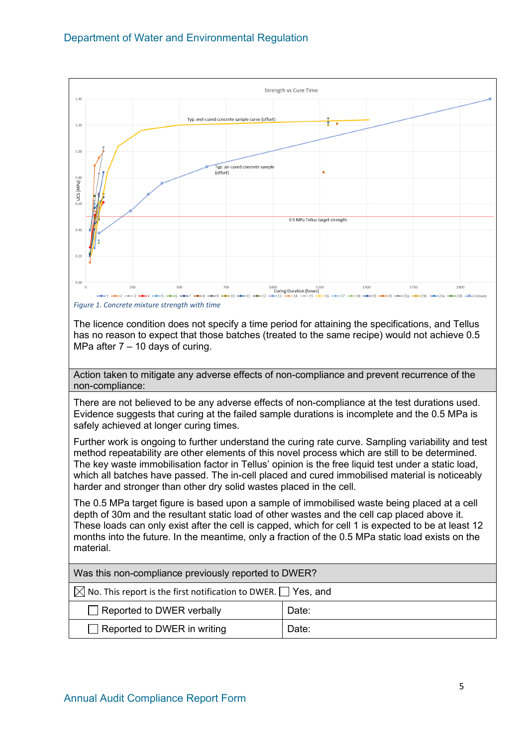*Figure 1. Concrete mixture strength with time*

The licence condition does not specify a time period for attaining the specifications, and Tellus has no reason to expect that those batches (treated to the same recipe) would not achieve 0.5 MPa after 7 – 10 days of curing.

| Action taken to mitigate any adverse effects of non-compliance and prevent recurrence of the non-compliance: |
|---|
| There are not believed to be any adverse effects of non-compliance at the test durations used. Evidence suggests that curing at the failed sample durations is incomplete and the 0.5 MPa is safely achieved at longer curing times.<br><br>Further work is ongoing to further understand the curing rate curve. Sampling variability and test method repeatability are other elements of this novel process which are still to be determined. The key waste immobilisation factor in Tellus' opinion is the free liquid test under a static load, which all batches have passed. The in-cell placed and cured immobilised material is noticeably harder and stronger than other dry solid wastes placed in the cell.<br><br>The 0.5 MPa target figure is based upon a sample of immobilised waste being placed at a cell depth of 30m and the resultant static load of other wastes and the cell cap placed above it. These loads can only exist after the cell is capped, which for cell 1 is expected to be at least 12 months into the future. In the meantime, only a fraction of the 0.5 MPa static load exists on the material. |

| Was this non-compliance previously reported to DWER? | |
|---|---|
| ☒ No. This report is the first notification to DWER. ☐ Yes, and | |
| ☐ Reported to DWER verbally | Date: |
| ☐ Reported to DWER in writing | Date: |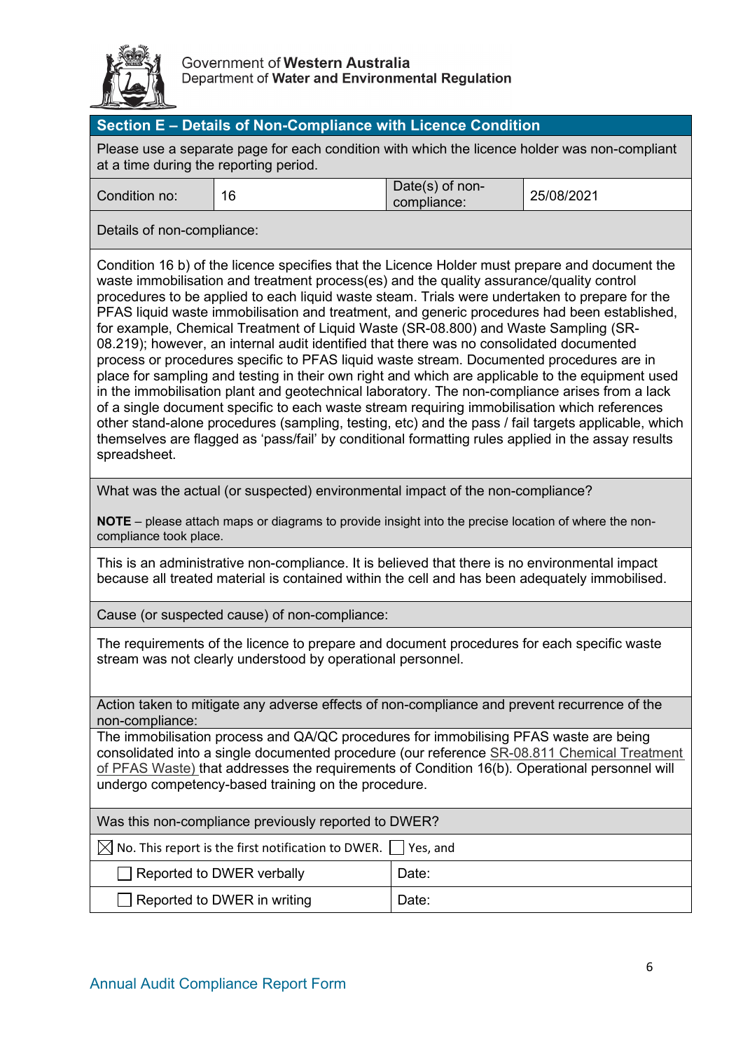Government of **Western Australia**
Department of **Water and Environmental Regulation**

## Section E – Details of Non-Compliance with Licence Condition

Please use a separate page for each condition with which the licence holder was non-compliant at a time during the reporting period.

| Condition no: | 16 | Date(s) of non-compliance: | 25/08/2021 |
|---|---|---|---|

**Details of non-compliance:**

Condition 16 b) of the licence specifies that the Licence Holder must prepare and document the waste immobilisation and treatment process(es) and the quality assurance/quality control procedures to be applied to each liquid waste steam. Trials were undertaken to prepare for the PFAS liquid waste immobilisation and treatment, and generic procedures had been established, for example, Chemical Treatment of Liquid Waste (SR-08.800) and Waste Sampling (SR-08.219); however, an internal audit identified that there was no consolidated documented process or procedures specific to PFAS liquid waste stream. Documented procedures are in place for sampling and testing in their own right and which are applicable to the equipment used in the immobilisation plant and geotechnical laboratory. The non-compliance arises from a lack of a single document specific to each waste stream requiring immobilisation which references other stand-alone procedures (sampling, testing, etc) and the pass / fail targets applicable, which themselves are flagged as 'pass/fail' by conditional formatting rules applied in the assay results spreadsheet.

**What was the actual (or suspected) environmental impact of the non-compliance?**

**NOTE** – please attach maps or diagrams to provide insight into the precise location of where the non-compliance took place.

This is an administrative non-compliance. It is believed that there is no environmental impact because all treated material is contained within the cell and has been adequately immobilised.

**Cause (or suspected cause) of non-compliance:**

The requirements of the licence to prepare and document procedures for each specific waste stream was not clearly understood by operational personnel.

**Action taken to mitigate any adverse effects of non-compliance and prevent recurrence of the non-compliance:**

The immobilisation process and QA/QC procedures for immobilising PFAS waste are being consolidated into a single documented procedure (our reference SR-08.811 Chemical Treatment of PFAS Waste) that addresses the requirements of Condition 16(b). Operational personnel will undergo competency-based training on the procedure.

**Was this non-compliance previously reported to DWER?**

| ☒ No. This report is the first notification to DWER. | ☐ Yes, and |
|---|---|
| ☐ Reported to DWER verbally | Date: |
| ☐ Reported to DWER in writing | Date: |

Annual Audit Compliance Report Form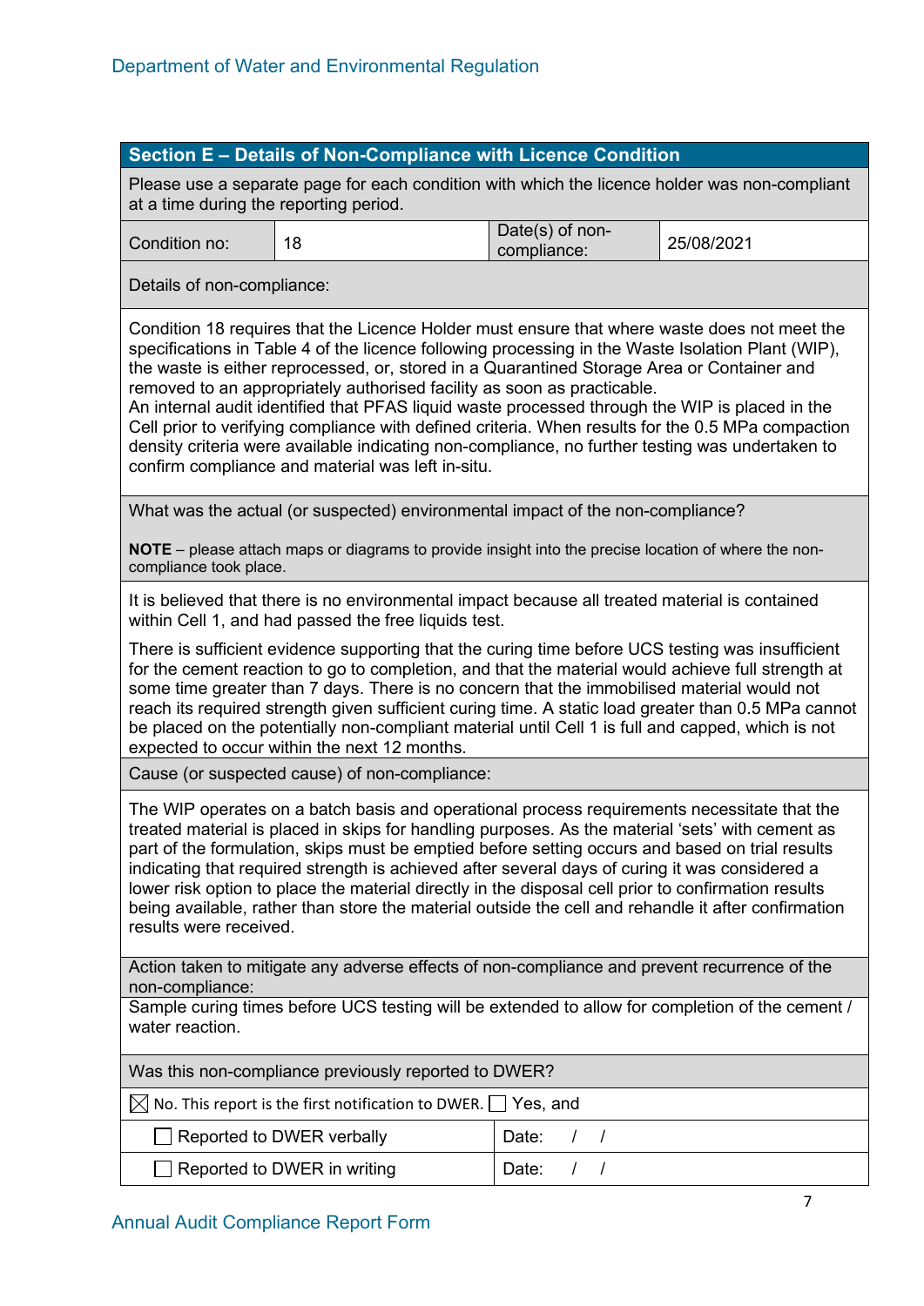## Section E – Details of Non-Compliance with Licence Condition

Please use a separate page for each condition with which the licence holder was non-compliant at a time during the reporting period.

| Condition no: | 18 | Date(s) of non-compliance: | 25/08/2021 |
|---|---|---|---|

**Details of non-compliance:**

Condition 18 requires that the Licence Holder must ensure that where waste does not meet the specifications in Table 4 of the licence following processing in the Waste Isolation Plant (WIP), the waste is either reprocessed, or, stored in a Quarantined Storage Area or Container and removed to an appropriately authorised facility as soon as practicable.
An internal audit identified that PFAS liquid waste processed through the WIP is placed in the Cell prior to verifying compliance with defined criteria. When results for the 0.5 MPa compaction density criteria were available indicating non-compliance, no further testing was undertaken to confirm compliance and material was left in-situ.

**What was the actual (or suspected) environmental impact of the non-compliance?**

**NOTE** – please attach maps or diagrams to provide insight into the precise location of where the non-compliance took place.

It is believed that there is no environmental impact because all treated material is contained within Cell 1, and had passed the free liquids test.

There is sufficient evidence supporting that the curing time before UCS testing was insufficient for the cement reaction to go to completion, and that the material would achieve full strength at some time greater than 7 days. There is no concern that the immobilised material would not reach its required strength given sufficient curing time. A static load greater than 0.5 MPa cannot be placed on the potentially non-compliant material until Cell 1 is full and capped, which is not expected to occur within the next 12 months.

**Cause (or suspected cause) of non-compliance:**

The WIP operates on a batch basis and operational process requirements necessitate that the treated material is placed in skips for handling purposes. As the material 'sets' with cement as part of the formulation, skips must be emptied before setting occurs and based on trial results indicating that required strength is achieved after several days of curing it was considered a lower risk option to place the material directly in the disposal cell prior to confirmation results being available, rather than store the material outside the cell and rehandle it after confirmation results were received.

**Action taken to mitigate any adverse effects of non-compliance and prevent recurrence of the non-compliance:**

Sample curing times before UCS testing will be extended to allow for completion of the cement / water reaction.

**Was this non-compliance previously reported to DWER?**

☒ No. This report is the first notification to DWER. ☐ Yes, and

| | |
|---|---|
| ☐ Reported to DWER verbally | Date: / / |
| ☐ Reported to DWER in writing | Date: / / |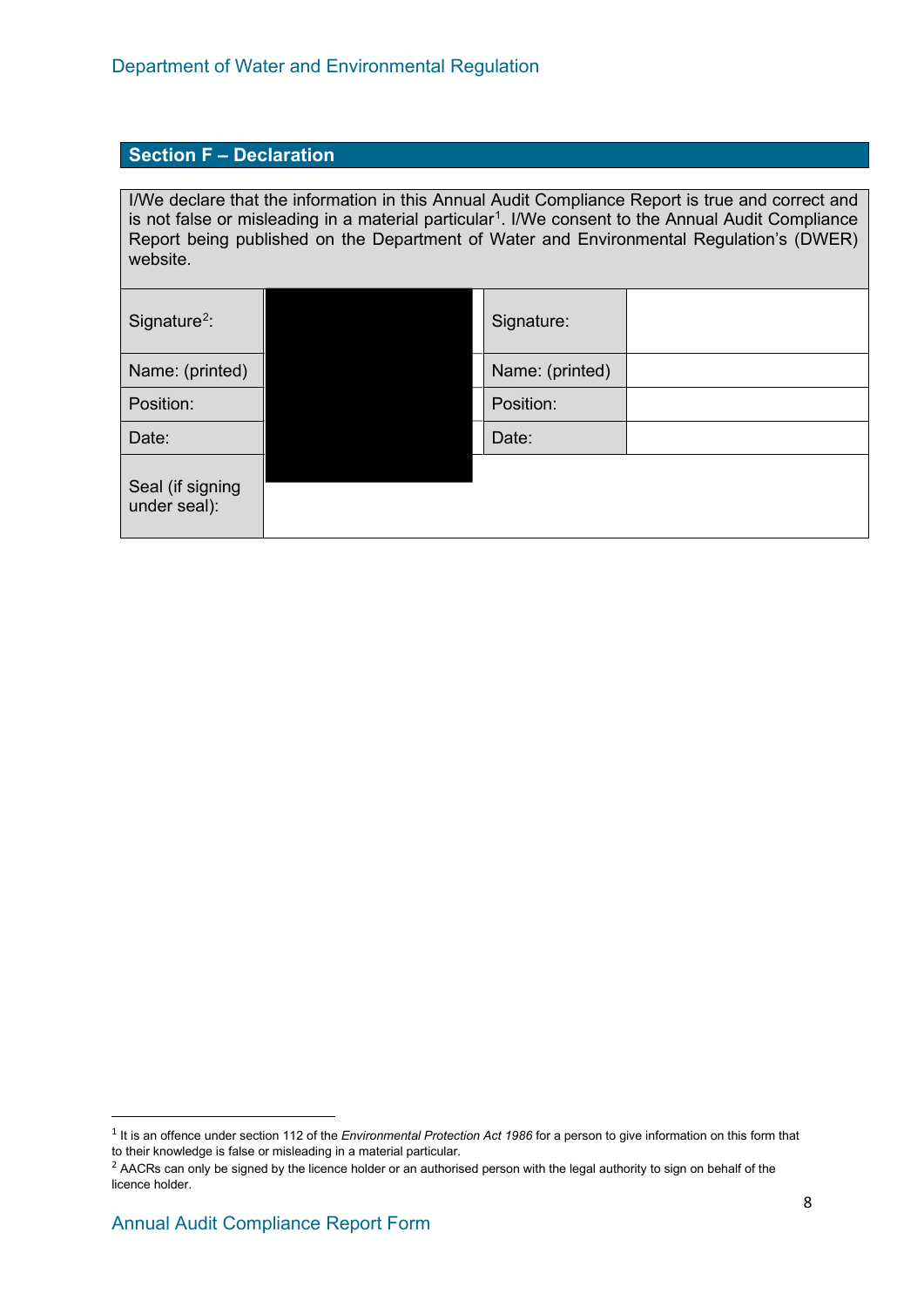## Section F – Declaration

I/We declare that the information in this Annual Audit Compliance Report is true and correct and is not false or misleading in a material particular[1]. I/We consent to the Annual Audit Compliance Report being published on the Department of Water and Environmental Regulation's (DWER) website.

| | | | |
|---|---|---|---|
| Signature[2]: | | Signature: | |
| Name: (printed) | | Name: (printed) | |
| Position: | | Position: | |
| Date: | | Date: | |
| Seal (if signing under seal): | | | |

[1] It is an offence under section 112 of the *Environmental Protection Act 1986* for a person to give information on this form that to their knowledge is false or misleading in a material particular.

[2] AACRs can only be signed by the licence holder or an authorised person with the legal authority to sign on behalf of the licence holder.